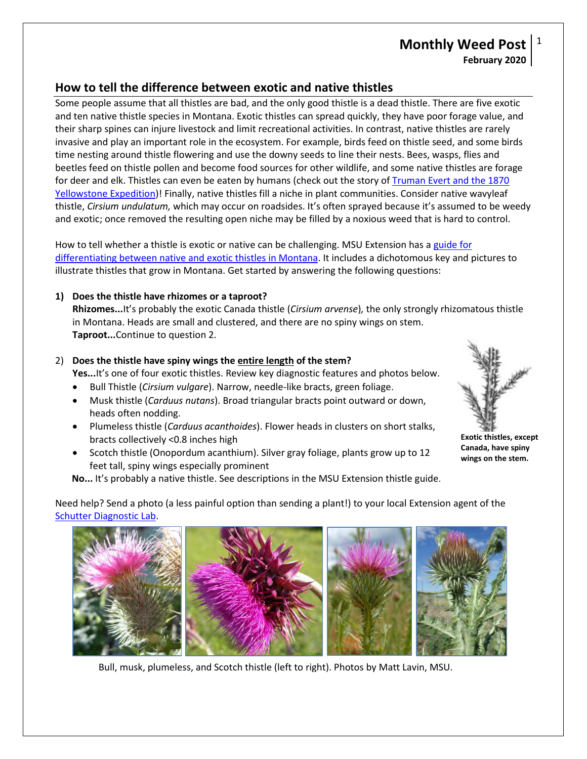# Monthly Weed Post

**February 2020**

## How to tell the difference between exotic and native thistles

Some people assume that all thistles are bad, and the only good thistle is a dead thistle. There are five exotic and ten native thistle species in Montana. Exotic thistles can spread quickly, they have poor forage value, and their sharp spines can injure livestock and limit recreational activities. In contrast, native thistles are rarely invasive and play an important role in the ecosystem. For example, birds feed on thistle seed, and some birds time nesting around thistle flowering and use the downy seeds to line their nests. Bees, wasps, flies and beetles feed on thistle pollen and become food sources for other wildlife, and some native thistles are forage for deer and elk. Thistles can even be eaten by humans (check out the story of Truman Evert and the 1870 Yellowstone Expedition)! Finally, native thistles fill a niche in plant communities. Consider native wavyleaf thistle, *Cirsium undulatum,* which may occur on roadsides. It's often sprayed because it's assumed to be weedy and exotic; once removed the resulting open niche may be filled by a noxious weed that is hard to control.

How to tell whether a thistle is exotic or native can be challenging. MSU Extension has a guide for differentiating between native and exotic thistles in Montana. It includes a dichotomous key and pictures to illustrate thistles that grow in Montana. Get started by answering the following questions:

**1) Does the thistle have rhizomes or a taproot?**

**Rhizomes...**It's probably the exotic Canada thistle (*Cirsium arvense*)*,* the only strongly rhizomatous thistle in Montana. Heads are small and clustered, and there are no spiny wings on stem.

**Taproot...**Continue to question 2.

2) **Does the thistle have spiny wings the entire length of the stem?**

**Yes...**It's one of four exotic thistles. Review key diagnostic features and photos below.

- Bull Thistle (*Cirsium vulgare*). Narrow, needle-like bracts, green foliage.
- Musk thistle (*Carduus nutans*). Broad triangular bracts point outward or down, heads often nodding.
- Plumeless thistle (*Carduus acanthoides*). Flower heads in clusters on short stalks, bracts collectively <0.8 inches high
- Scotch thistle (Onopordum acanthium). Silver gray foliage, plants grow up to 12 feet tall, spiny wings especially prominent

**No...** It's probably a native thistle. See descriptions in the MSU Extension thistle guide.

**Exotic thistles, except Canada, have spiny wings on the stem.**

Need help? Send a photo (a less painful option than sending a plant!) to your local Extension agent of the Schutter Diagnostic Lab.

Bull, musk, plumeless, and Scotch thistle (left to right). Photos by Matt Lavin, MSU.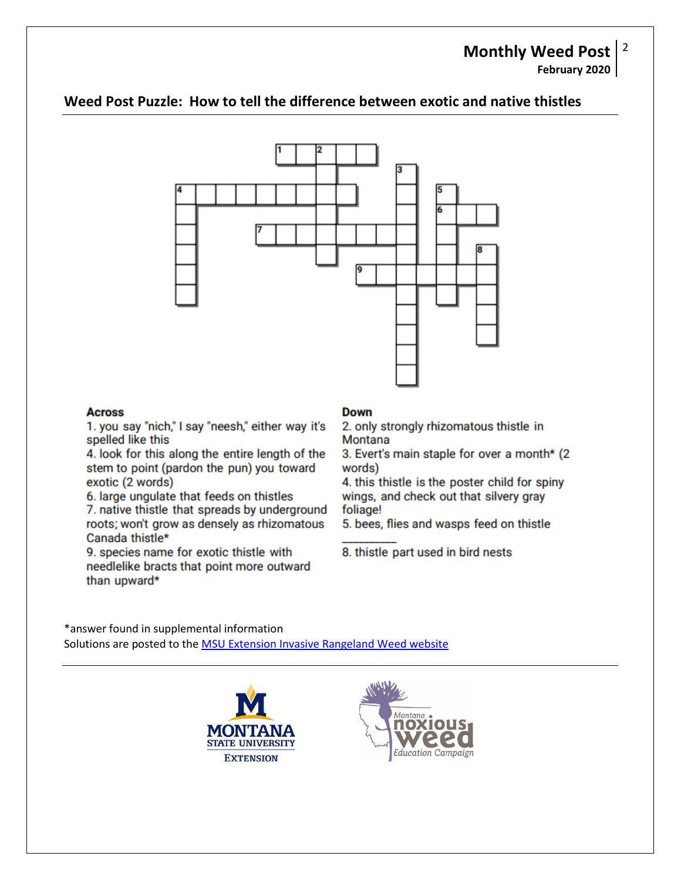## Weed Post Puzzle: How to tell the difference between exotic and native thistles

**Across**

1. you say "nich," I say "neesh," either way it's spelled like this
4. look for this along the entire length of the stem to point (pardon the pun) you toward exotic (2 words)
6. large ungulate that feeds on thistles
7. native thistle that spreads by underground roots; won't grow as densely as rhizomatous Canada thistle*
9. species name for exotic thistle with needlelike bracts that point more outward than upward*

**Down**

2. only strongly rhizomatous thistle in Montana
3. Evert's main staple for over a month* (2 words)
4. this thistle is the poster child for spiny wings, and check out that silvery gray foliage!
5. bees, flies and wasps feed on thistle \_\_\_\_\_\_\_\_
8. thistle part used in bird nests

*answer found in supplemental information

Solutions are posted to the [MSU Extension Invasive Rangeland Weed website]()